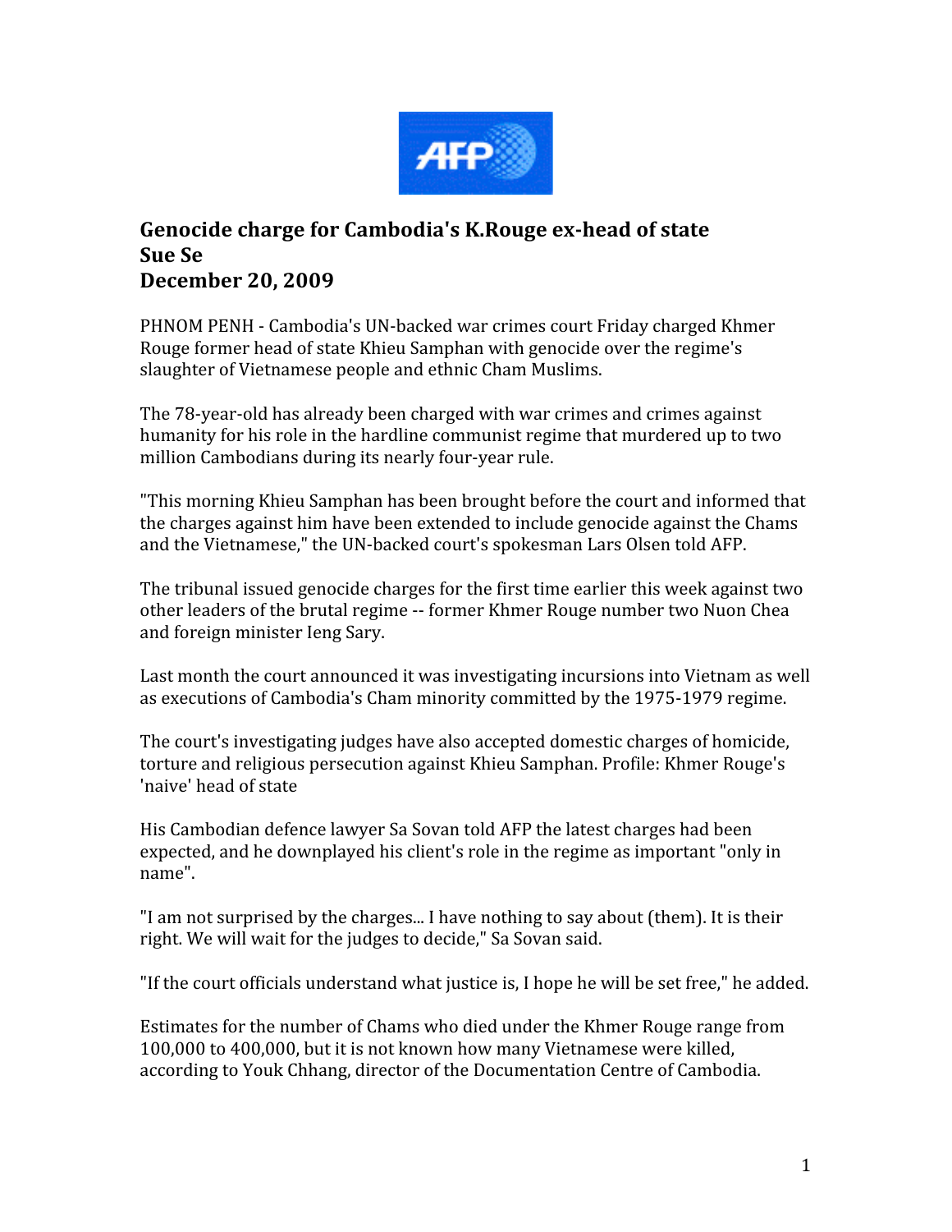# Genocide charge for Cambodia's K.Rouge ex-head of state
**Sue Se**
**December 20, 2009**

PHNOM PENH - Cambodia's UN-backed war crimes court Friday charged Khmer Rouge former head of state Khieu Samphan with genocide over the regime's slaughter of Vietnamese people and ethnic Cham Muslims.

The 78-year-old has already been charged with war crimes and crimes against humanity for his role in the hardline communist regime that murdered up to two million Cambodians during its nearly four-year rule.

"This morning Khieu Samphan has been brought before the court and informed that the charges against him have been extended to include genocide against the Chams and the Vietnamese," the UN-backed court's spokesman Lars Olsen told AFP.

The tribunal issued genocide charges for the first time earlier this week against two other leaders of the brutal regime -- former Khmer Rouge number two Nuon Chea and foreign minister Ieng Sary.

Last month the court announced it was investigating incursions into Vietnam as well as executions of Cambodia's Cham minority committed by the 1975-1979 regime.

The court's investigating judges have also accepted domestic charges of homicide, torture and religious persecution against Khieu Samphan. Profile: Khmer Rouge's 'naive' head of state

His Cambodian defence lawyer Sa Sovan told AFP the latest charges had been expected, and he downplayed his client's role in the regime as important "only in name".

"I am not surprised by the charges... I have nothing to say about (them). It is their right. We will wait for the judges to decide," Sa Sovan said.

"If the court officials understand what justice is, I hope he will be set free," he added.

Estimates for the number of Chams who died under the Khmer Rouge range from 100,000 to 400,000, but it is not known how many Vietnamese were killed, according to Youk Chhang, director of the Documentation Centre of Cambodia.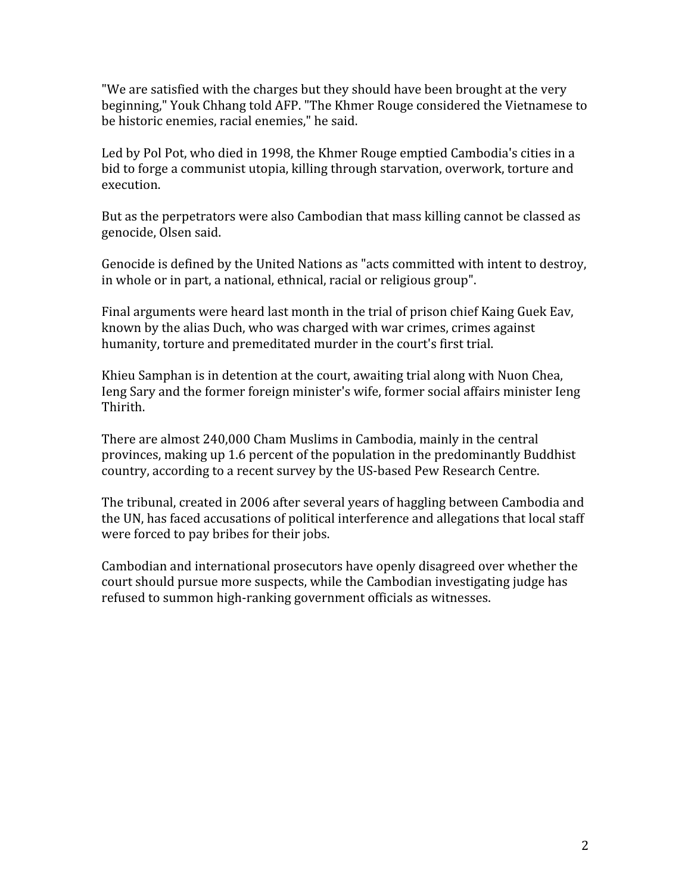"We are satisfied with the charges but they should have been brought at the very beginning," Youk Chhang told AFP. "The Khmer Rouge considered the Vietnamese to be historic enemies, racial enemies," he said.

Led by Pol Pot, who died in 1998, the Khmer Rouge emptied Cambodia's cities in a bid to forge a communist utopia, killing through starvation, overwork, torture and execution.

But as the perpetrators were also Cambodian that mass killing cannot be classed as genocide, Olsen said.

Genocide is defined by the United Nations as "acts committed with intent to destroy, in whole or in part, a national, ethnical, racial or religious group".

Final arguments were heard last month in the trial of prison chief Kaing Guek Eav, known by the alias Duch, who was charged with war crimes, crimes against humanity, torture and premeditated murder in the court's first trial.

Khieu Samphan is in detention at the court, awaiting trial along with Nuon Chea, Ieng Sary and the former foreign minister's wife, former social affairs minister Ieng Thirith.

There are almost 240,000 Cham Muslims in Cambodia, mainly in the central provinces, making up 1.6 percent of the population in the predominantly Buddhist country, according to a recent survey by the US-based Pew Research Centre.

The tribunal, created in 2006 after several years of haggling between Cambodia and the UN, has faced accusations of political interference and allegations that local staff were forced to pay bribes for their jobs.

Cambodian and international prosecutors have openly disagreed over whether the court should pursue more suspects, while the Cambodian investigating judge has refused to summon high-ranking government officials as witnesses.